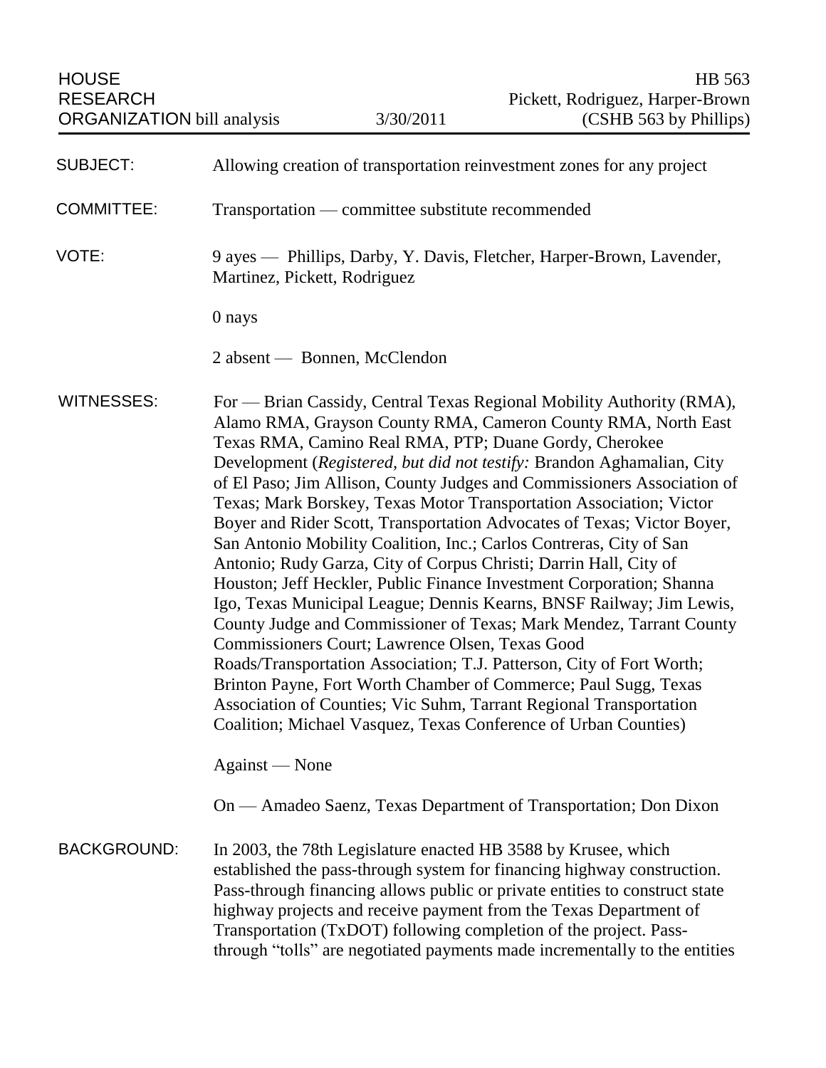HOUSE RESEARCH ORGANIZATION bill analysis | 3/30/2011 | HB 563 Pickett, Rodriguez, Harper-Brown (CSHB 563 by Phillips)

**SUBJECT:** Allowing creation of transportation reinvestment zones for any project

**COMMITTEE:** Transportation — committee substitute recommended

**VOTE:** 9 ayes — Phillips, Darby, Y. Davis, Fletcher, Harper-Brown, Lavender, Martinez, Pickett, Rodriguez

0 nays

2 absent — Bonnen, McClendon

**WITNESSES:** For — Brian Cassidy, Central Texas Regional Mobility Authority (RMA), Alamo RMA, Grayson County RMA, Cameron County RMA, North East Texas RMA, Camino Real RMA, PTP; Duane Gordy, Cherokee Development (*Registered, but did not testify:* Brandon Aghamalian, City of El Paso; Jim Allison, County Judges and Commissioners Association of Texas; Mark Borskey, Texas Motor Transportation Association; Victor Boyer and Rider Scott, Transportation Advocates of Texas; Victor Boyer, San Antonio Mobility Coalition, Inc.; Carlos Contreras, City of San Antonio; Rudy Garza, City of Corpus Christi; Darrin Hall, City of Houston; Jeff Heckler, Public Finance Investment Corporation; Shanna Igo, Texas Municipal League; Dennis Kearns, BNSF Railway; Jim Lewis, County Judge and Commissioner of Texas; Mark Mendez, Tarrant County Commissioners Court; Lawrence Olsen, Texas Good Roads/Transportation Association; T.J. Patterson, City of Fort Worth; Brinton Payne, Fort Worth Chamber of Commerce; Paul Sugg, Texas Association of Counties; Vic Suhm, Tarrant Regional Transportation Coalition; Michael Vasquez, Texas Conference of Urban Counties)

Against — None

On — Amadeo Saenz, Texas Department of Transportation; Don Dixon

**BACKGROUND:** In 2003, the 78th Legislature enacted HB 3588 by Krusee, which established the pass-through system for financing highway construction. Pass-through financing allows public or private entities to construct state highway projects and receive payment from the Texas Department of Transportation (TxDOT) following completion of the project. Pass-through "tolls" are negotiated payments made incrementally to the entities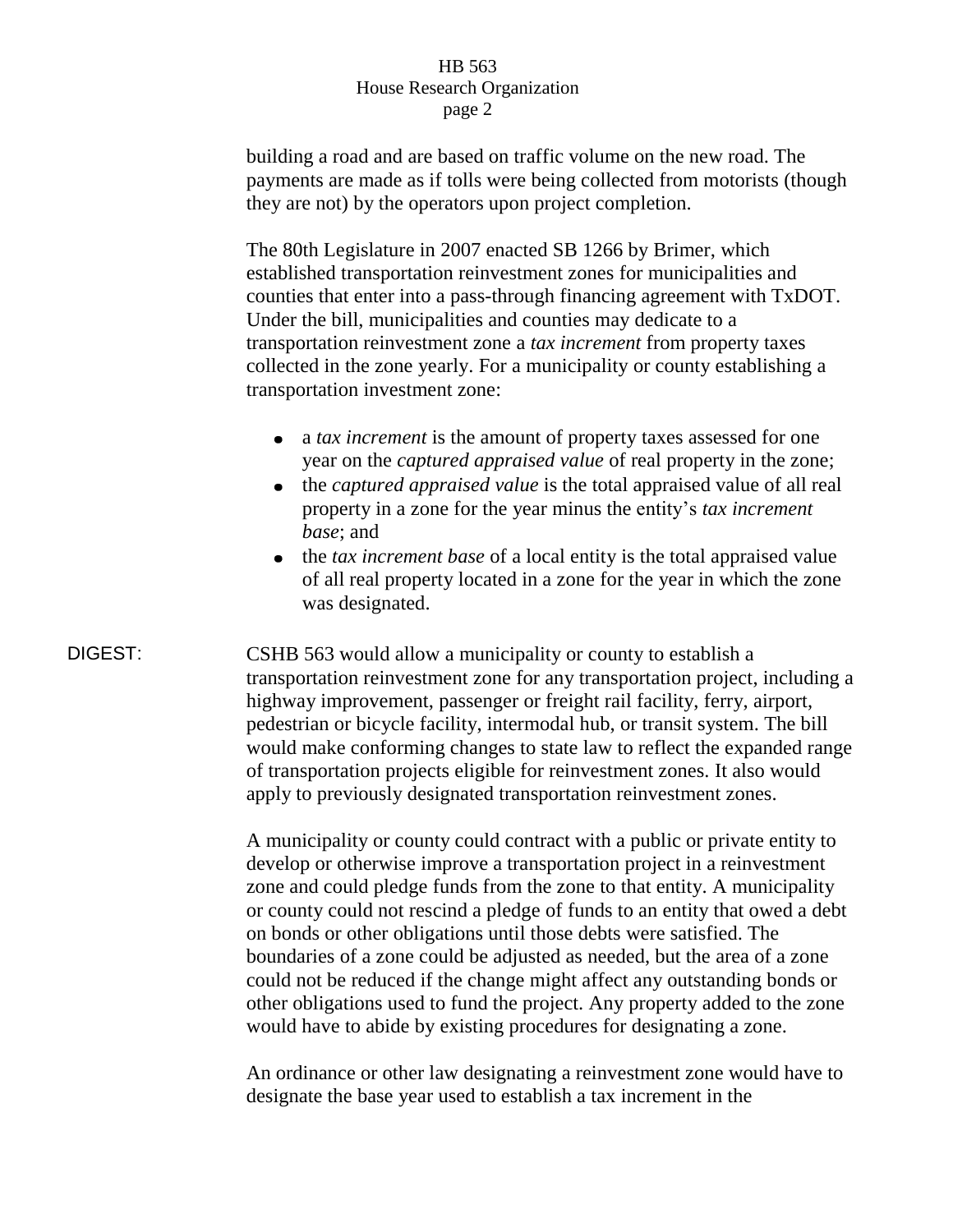building a road and are based on traffic volume on the new road. The payments are made as if tolls were being collected from motorists (though they are not) by the operators upon project completion.

The 80th Legislature in 2007 enacted SB 1266 by Brimer, which established transportation reinvestment zones for municipalities and counties that enter into a pass-through financing agreement with TxDOT. Under the bill, municipalities and counties may dedicate to a transportation reinvestment zone a *tax increment* from property taxes collected in the zone yearly. For a municipality or county establishing a transportation investment zone:

- a *tax increment* is the amount of property taxes assessed for one year on the *captured appraised value* of real property in the zone;
- the *captured appraised value* is the total appraised value of all real property in a zone for the year minus the entity's *tax increment base*; and
- the *tax increment base* of a local entity is the total appraised value of all real property located in a zone for the year in which the zone was designated.

DIGEST:

CSHB 563 would allow a municipality or county to establish a transportation reinvestment zone for any transportation project, including a highway improvement, passenger or freight rail facility, ferry, airport, pedestrian or bicycle facility, intermodal hub, or transit system. The bill would make conforming changes to state law to reflect the expanded range of transportation projects eligible for reinvestment zones. It also would apply to previously designated transportation reinvestment zones.

A municipality or county could contract with a public or private entity to develop or otherwise improve a transportation project in a reinvestment zone and could pledge funds from the zone to that entity. A municipality or county could not rescind a pledge of funds to an entity that owed a debt on bonds or other obligations until those debts were satisfied. The boundaries of a zone could be adjusted as needed, but the area of a zone could not be reduced if the change might affect any outstanding bonds or other obligations used to fund the project. Any property added to the zone would have to abide by existing procedures for designating a zone.

An ordinance or other law designating a reinvestment zone would have to designate the base year used to establish a tax increment in the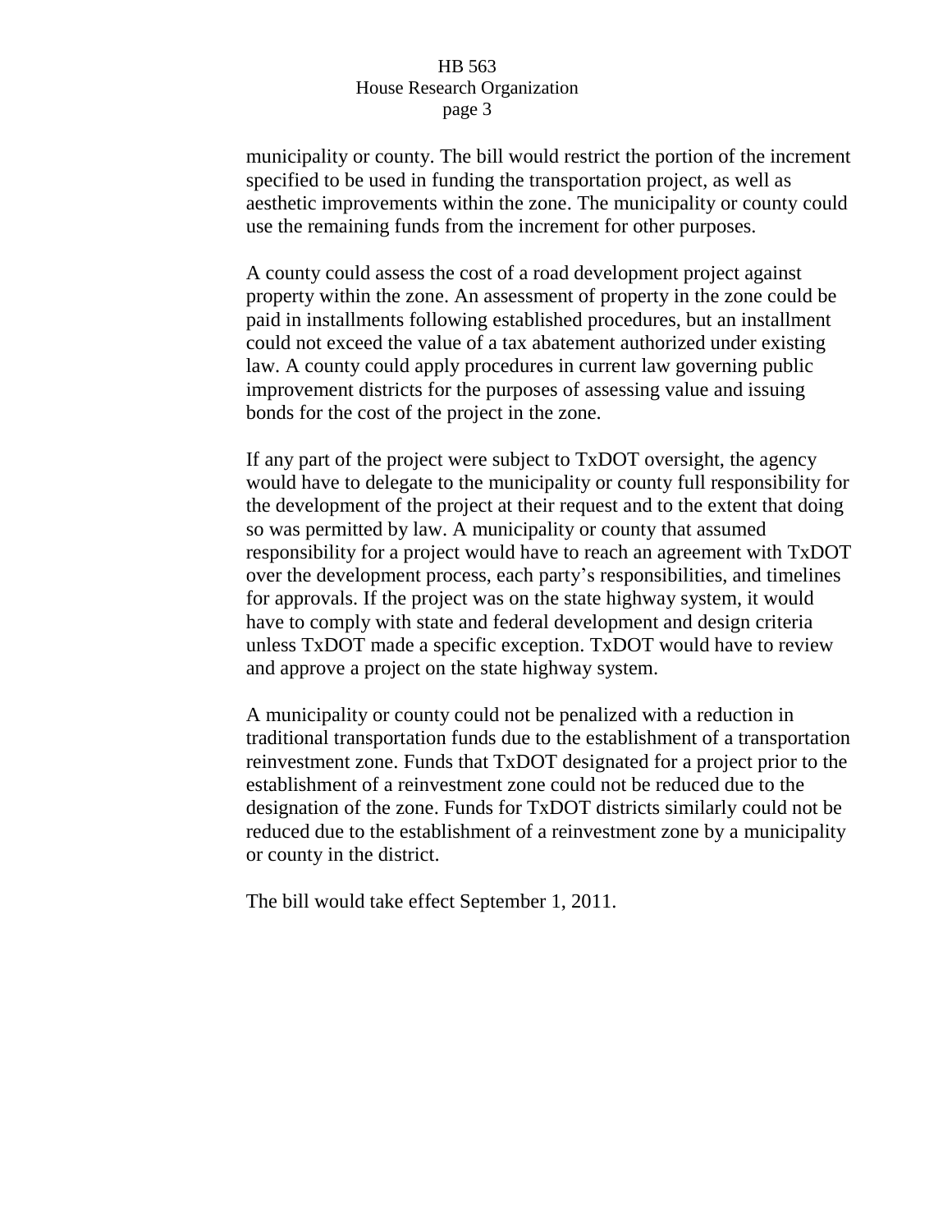municipality or county. The bill would restrict the portion of the increment specified to be used in funding the transportation project, as well as aesthetic improvements within the zone. The municipality or county could use the remaining funds from the increment for other purposes.

A county could assess the cost of a road development project against property within the zone. An assessment of property in the zone could be paid in installments following established procedures, but an installment could not exceed the value of a tax abatement authorized under existing law. A county could apply procedures in current law governing public improvement districts for the purposes of assessing value and issuing bonds for the cost of the project in the zone.

If any part of the project were subject to TxDOT oversight, the agency would have to delegate to the municipality or county full responsibility for the development of the project at their request and to the extent that doing so was permitted by law. A municipality or county that assumed responsibility for a project would have to reach an agreement with TxDOT over the development process, each party's responsibilities, and timelines for approvals. If the project was on the state highway system, it would have to comply with state and federal development and design criteria unless TxDOT made a specific exception. TxDOT would have to review and approve a project on the state highway system.

A municipality or county could not be penalized with a reduction in traditional transportation funds due to the establishment of a transportation reinvestment zone. Funds that TxDOT designated for a project prior to the establishment of a reinvestment zone could not be reduced due to the designation of the zone. Funds for TxDOT districts similarly could not be reduced due to the establishment of a reinvestment zone by a municipality or county in the district.

The bill would take effect September 1, 2011.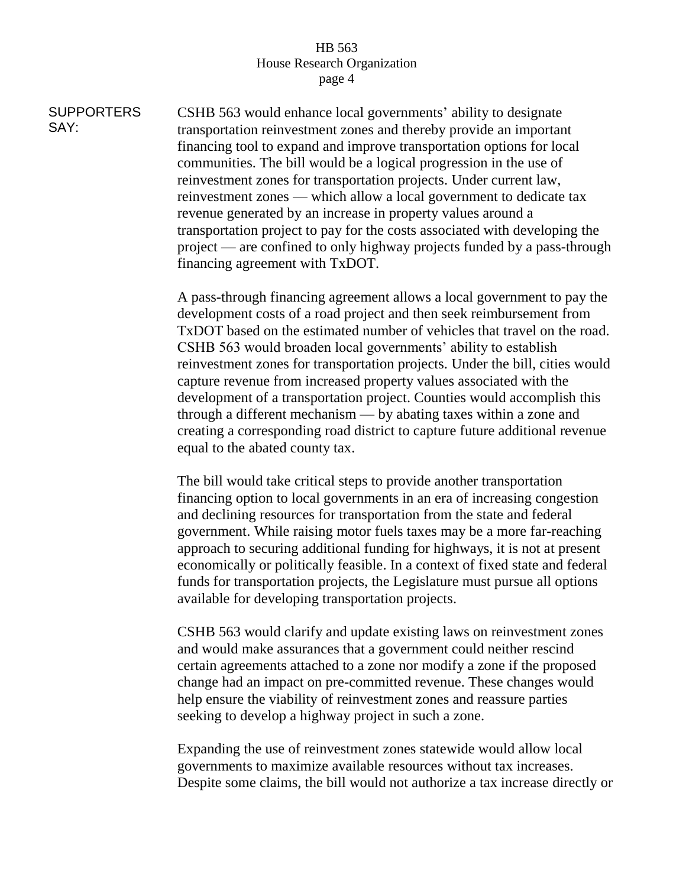**SUPPORTERS SAY:**

CSHB 563 would enhance local governments' ability to designate transportation reinvestment zones and thereby provide an important financing tool to expand and improve transportation options for local communities. The bill would be a logical progression in the use of reinvestment zones for transportation projects. Under current law, reinvestment zones — which allow a local government to dedicate tax revenue generated by an increase in property values around a transportation project to pay for the costs associated with developing the project — are confined to only highway projects funded by a pass-through financing agreement with TxDOT.

A pass-through financing agreement allows a local government to pay the development costs of a road project and then seek reimbursement from TxDOT based on the estimated number of vehicles that travel on the road. CSHB 563 would broaden local governments' ability to establish reinvestment zones for transportation projects. Under the bill, cities would capture revenue from increased property values associated with the development of a transportation project. Counties would accomplish this through a different mechanism — by abating taxes within a zone and creating a corresponding road district to capture future additional revenue equal to the abated county tax.

The bill would take critical steps to provide another transportation financing option to local governments in an era of increasing congestion and declining resources for transportation from the state and federal government. While raising motor fuels taxes may be a more far-reaching approach to securing additional funding for highways, it is not at present economically or politically feasible. In a context of fixed state and federal funds for transportation projects, the Legislature must pursue all options available for developing transportation projects.

CSHB 563 would clarify and update existing laws on reinvestment zones and would make assurances that a government could neither rescind certain agreements attached to a zone nor modify a zone if the proposed change had an impact on pre-committed revenue. These changes would help ensure the viability of reinvestment zones and reassure parties seeking to develop a highway project in such a zone.

Expanding the use of reinvestment zones statewide would allow local governments to maximize available resources without tax increases. Despite some claims, the bill would not authorize a tax increase directly or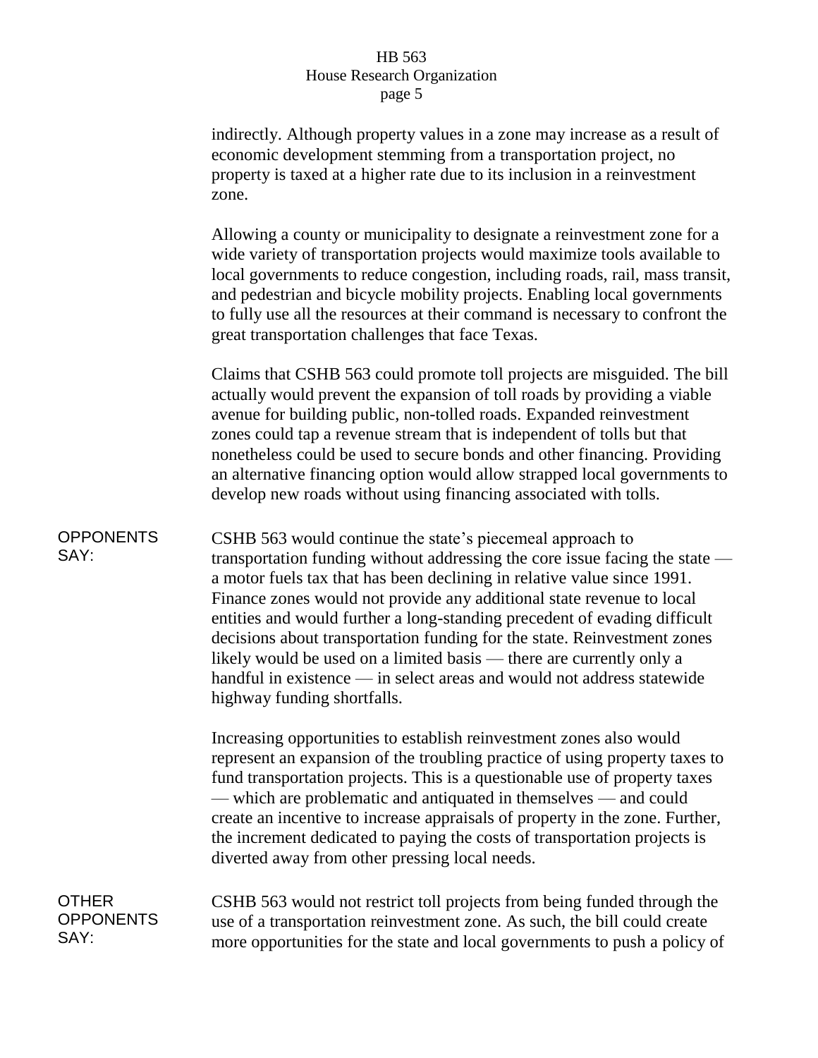indirectly. Although property values in a zone may increase as a result of economic development stemming from a transportation project, no property is taxed at a higher rate due to its inclusion in a reinvestment zone.

Allowing a county or municipality to designate a reinvestment zone for a wide variety of transportation projects would maximize tools available to local governments to reduce congestion, including roads, rail, mass transit, and pedestrian and bicycle mobility projects. Enabling local governments to fully use all the resources at their command is necessary to confront the great transportation challenges that face Texas.

Claims that CSHB 563 could promote toll projects are misguided. The bill actually would prevent the expansion of toll roads by providing a viable avenue for building public, non-tolled roads. Expanded reinvestment zones could tap a revenue stream that is independent of tolls but that nonetheless could be used to secure bonds and other financing. Providing an alternative financing option would allow strapped local governments to develop new roads without using financing associated with tolls.

**OPPONENTS SAY:**

CSHB 563 would continue the state's piecemeal approach to transportation funding without addressing the core issue facing the state — a motor fuels tax that has been declining in relative value since 1991. Finance zones would not provide any additional state revenue to local entities and would further a long-standing precedent of evading difficult decisions about transportation funding for the state. Reinvestment zones likely would be used on a limited basis — there are currently only a handful in existence — in select areas and would not address statewide highway funding shortfalls.

Increasing opportunities to establish reinvestment zones also would represent an expansion of the troubling practice of using property taxes to fund transportation projects. This is a questionable use of property taxes — which are problematic and antiquated in themselves — and could create an incentive to increase appraisals of property in the zone. Further, the increment dedicated to paying the costs of transportation projects is diverted away from other pressing local needs.

**OTHER OPPONENTS SAY:**

CSHB 563 would not restrict toll projects from being funded through the use of a transportation reinvestment zone. As such, the bill could create more opportunities for the state and local governments to push a policy of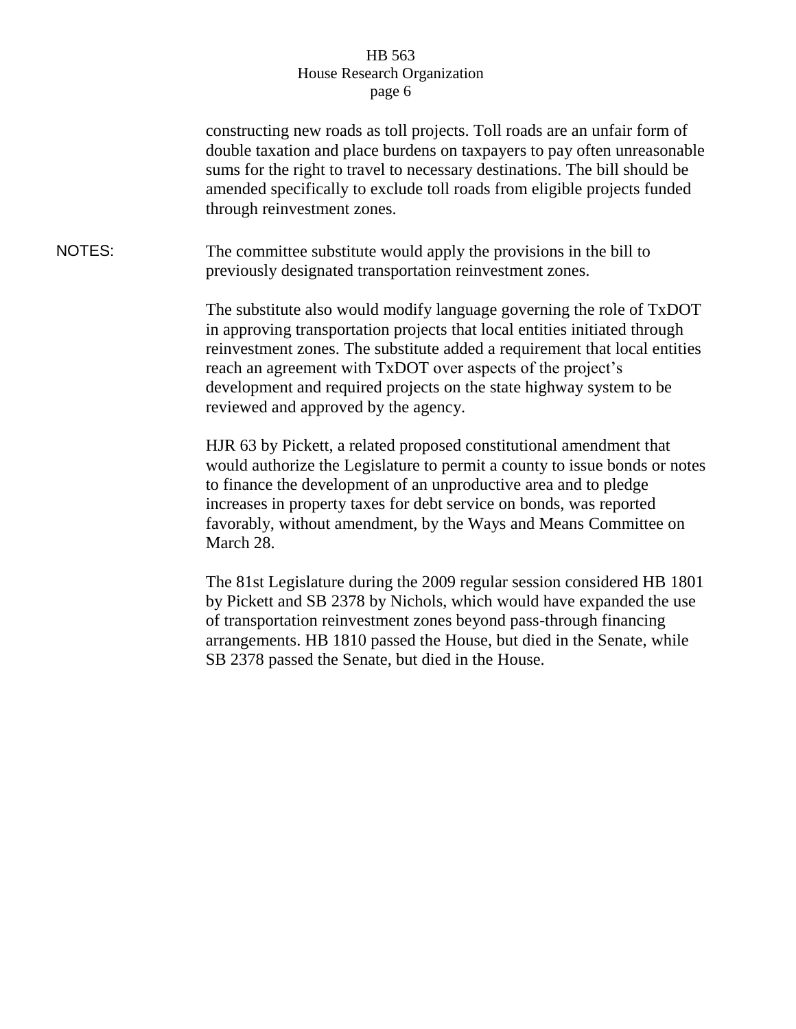constructing new roads as toll projects. Toll roads are an unfair form of double taxation and place burdens on taxpayers to pay often unreasonable sums for the right to travel to necessary destinations. The bill should be amended specifically to exclude toll roads from eligible projects funded through reinvestment zones.

NOTES: The committee substitute would apply the provisions in the bill to previously designated transportation reinvestment zones.

The substitute also would modify language governing the role of TxDOT in approving transportation projects that local entities initiated through reinvestment zones. The substitute added a requirement that local entities reach an agreement with TxDOT over aspects of the project's development and required projects on the state highway system to be reviewed and approved by the agency.

HJR 63 by Pickett, a related proposed constitutional amendment that would authorize the Legislature to permit a county to issue bonds or notes to finance the development of an unproductive area and to pledge increases in property taxes for debt service on bonds, was reported favorably, without amendment, by the Ways and Means Committee on March 28.

The 81st Legislature during the 2009 regular session considered HB 1801 by Pickett and SB 2378 by Nichols, which would have expanded the use of transportation reinvestment zones beyond pass-through financing arrangements. HB 1810 passed the House, but died in the Senate, while SB 2378 passed the Senate, but died in the House.